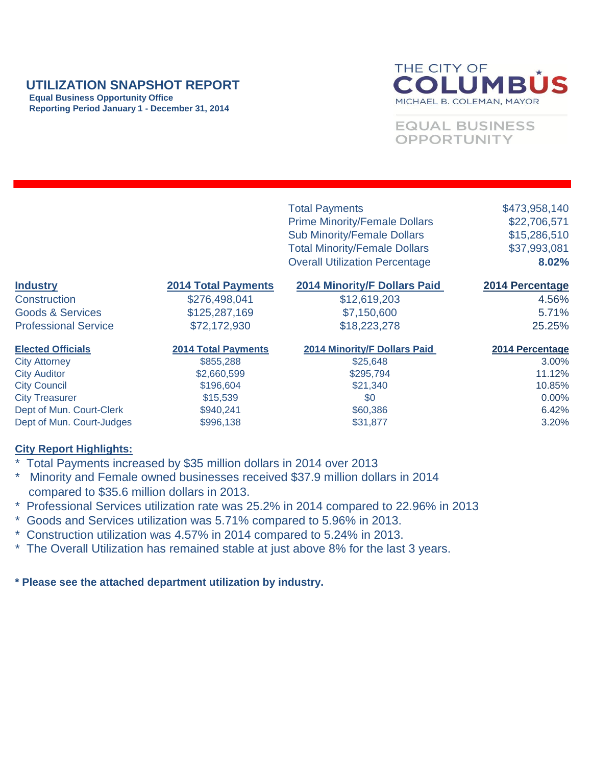# UTILIZATION SNAPSHOT REPORT

**Equal Business Opportunity Office**
**Reporting Period January 1 - December 31, 2014**

THE CITY OF COLUMBUS
MICHAEL B. COLEMAN, MAYOR

EQUAL BUSINESS OPPORTUNITY

| | |
|---|---|
| Total Payments | $473,958,140 |
| Prime Minority/Female Dollars | $22,706,571 |
| Sub Minority/Female Dollars | $15,286,510 |
| Total Minority/Female Dollars | $37,993,081 |
| Overall Utilization Percentage | **8.02%** |

| Industry | 2014 Total Payments | 2014 Minority/F Dollars Paid | 2014 Percentage |
|---|---|---|---|
| Construction | $276,498,041 | $12,619,203 | 4.56% |
| Goods & Services | $125,287,169 | $7,150,600 | 5.71% |
| Professional Service | $72,172,930 | $18,223,278 | 25.25% |

| Elected Officials | 2014 Total Payments | 2014 Minority/F Dollars Paid | 2014 Percentage |
|---|---|---|---|
| City Attorney | $855,288 | $25,648 | 3.00% |
| City Auditor | $2,660,599 | $295,794 | 11.12% |
| City Council | $196,604 | $21,340 | 10.85% |
| City Treasurer | $15,539 | $0 | 0.00% |
| Dept of Mun. Court-Clerk | $940,241 | $60,386 | 6.42% |
| Dept of Mun. Court-Judges | $996,138 | $31,877 | 3.20% |

**City Report Highlights:**

* Total Payments increased by $35 million dollars in 2014 over 2013
* Minority and Female owned businesses received $37.9 million dollars in 2014 compared to $35.6 million dollars in 2013.
* Professional Services utilization rate was 25.2% in 2014 compared to 22.96% in 2013
* Goods and Services utilization was 5.71% compared to 5.96% in 2013.
* Construction utilization was 4.57% in 2014 compared to 5.24% in 2013.
* The Overall Utilization has remained stable at just above 8% for the last 3 years.

**\* Please see the attached department utilization by industry.**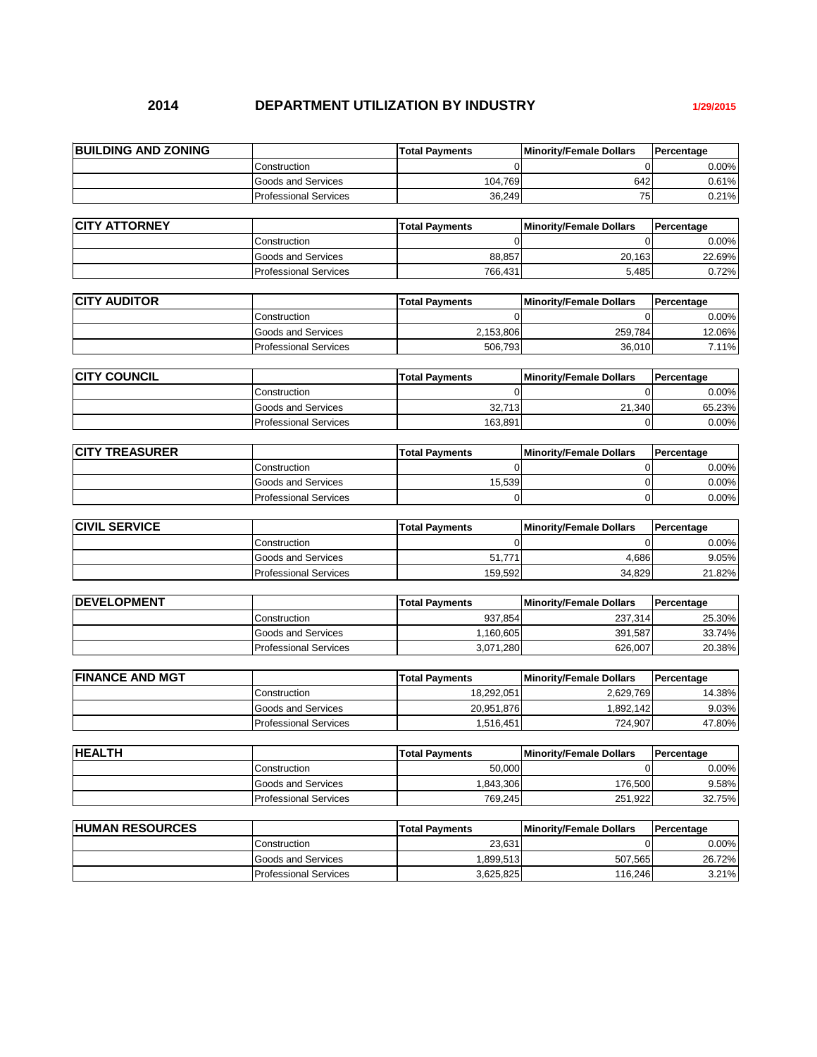# 2014 DEPARTMENT UTILIZATION BY INDUSTRY

1/29/2015

| BUILDING AND ZONING | | Total Payments | Minority/Female Dollars | Percentage |
|---|---|---|---|---|
| | Construction | 0 | 0 | 0.00% |
| | Goods and Services | 104,769 | 642 | 0.61% |
| | Professional Services | 36,249 | 75 | 0.21% |

| CITY ATTORNEY | | Total Payments | Minority/Female Dollars | Percentage |
|---|---|---|---|---|
| | Construction | 0 | 0 | 0.00% |
| | Goods and Services | 88,857 | 20,163 | 22.69% |
| | Professional Services | 766,431 | 5,485 | 0.72% |

| CITY AUDITOR | | Total Payments | Minority/Female Dollars | Percentage |
|---|---|---|---|---|
| | Construction | 0 | 0 | 0.00% |
| | Goods and Services | 2,153,806 | 259,784 | 12.06% |
| | Professional Services | 506,793 | 36,010 | 7.11% |

| CITY COUNCIL | | Total Payments | Minority/Female Dollars | Percentage |
|---|---|---|---|---|
| | Construction | 0 | 0 | 0.00% |
| | Goods and Services | 32,713 | 21,340 | 65.23% |
| | Professional Services | 163,891 | 0 | 0.00% |

| CITY TREASURER | | Total Payments | Minority/Female Dollars | Percentage |
|---|---|---|---|---|
| | Construction | 0 | 0 | 0.00% |
| | Goods and Services | 15,539 | 0 | 0.00% |
| | Professional Services | 0 | 0 | 0.00% |

| CIVIL SERVICE | | Total Payments | Minority/Female Dollars | Percentage |
|---|---|---|---|---|
| | Construction | 0 | 0 | 0.00% |
| | Goods and Services | 51,771 | 4,686 | 9.05% |
| | Professional Services | 159,592 | 34,829 | 21.82% |

| DEVELOPMENT | | Total Payments | Minority/Female Dollars | Percentage |
|---|---|---|---|---|
| | Construction | 937,854 | 237,314 | 25.30% |
| | Goods and Services | 1,160,605 | 391,587 | 33.74% |
| | Professional Services | 3,071,280 | 626,007 | 20.38% |

| FINANCE AND MGT | | Total Payments | Minority/Female Dollars | Percentage |
|---|---|---|---|---|
| | Construction | 18,292,051 | 2,629,769 | 14.38% |
| | Goods and Services | 20,951,876 | 1,892,142 | 9.03% |
| | Professional Services | 1,516,451 | 724,907 | 47.80% |

| HEALTH | | Total Payments | Minority/Female Dollars | Percentage |
|---|---|---|---|---|
| | Construction | 50,000 | 0 | 0.00% |
| | Goods and Services | 1,843,306 | 176,500 | 9.58% |
| | Professional Services | 769,245 | 251,922 | 32.75% |

| HUMAN RESOURCES | | Total Payments | Minority/Female Dollars | Percentage |
|---|---|---|---|---|
| | Construction | 23,631 | 0 | 0.00% |
| | Goods and Services | 1,899,513 | 507,565 | 26.72% |
| | Professional Services | 3,625,825 | 116,246 | 3.21% |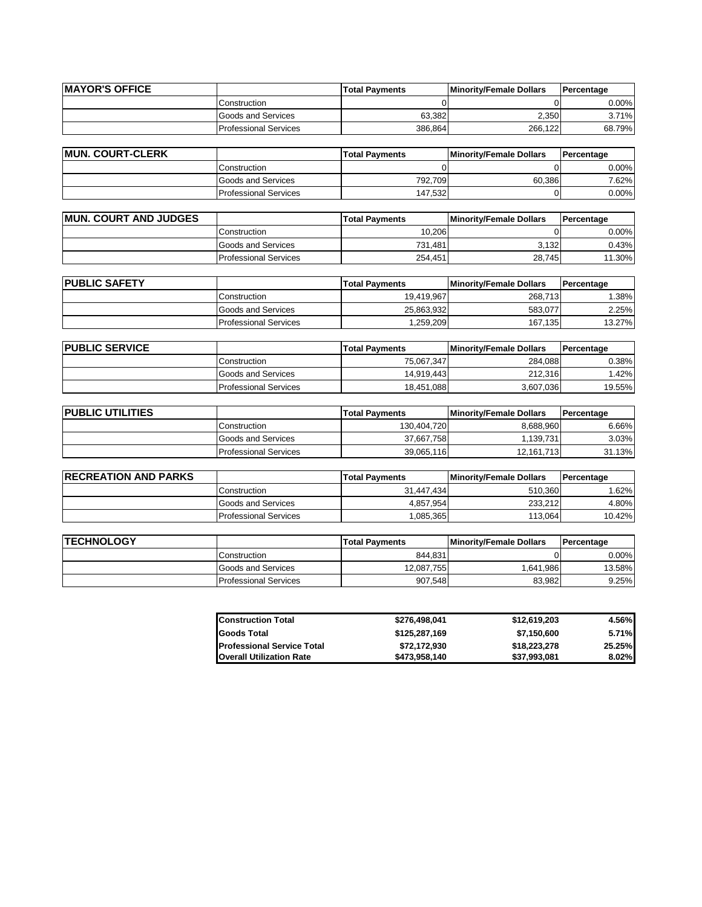| MAYOR'S OFFICE | | Total Payments | Minority/Female Dollars | Percentage |
|---|---|---|---|---|
| | Construction | 0 | 0 | 0.00% |
| | Goods and Services | 63,382 | 2,350 | 3.71% |
| | Professional Services | 386,864 | 266,122 | 68.79% |

| MUN. COURT-CLERK | | Total Payments | Minority/Female Dollars | Percentage |
|---|---|---|---|---|
| | Construction | 0 | 0 | 0.00% |
| | Goods and Services | 792,709 | 60,386 | 7.62% |
| | Professional Services | 147,532 | 0 | 0.00% |

| MUN. COURT AND JUDGES | | Total Payments | Minority/Female Dollars | Percentage |
|---|---|---|---|---|
| | Construction | 10,206 | 0 | 0.00% |
| | Goods and Services | 731,481 | 3,132 | 0.43% |
| | Professional Services | 254,451 | 28,745 | 11.30% |

| PUBLIC SAFETY | | Total Payments | Minority/Female Dollars | Percentage |
|---|---|---|---|---|
| | Construction | 19,419,967 | 268,713 | 1.38% |
| | Goods and Services | 25,863,932 | 583,077 | 2.25% |
| | Professional Services | 1,259,209 | 167,135 | 13.27% |

| PUBLIC SERVICE | | Total Payments | Minority/Female Dollars | Percentage |
|---|---|---|---|---|
| | Construction | 75,067,347 | 284,088 | 0.38% |
| | Goods and Services | 14,919,443 | 212,316 | 1.42% |
| | Professional Services | 18,451,088 | 3,607,036 | 19.55% |

| PUBLIC UTILITIES | | Total Payments | Minority/Female Dollars | Percentage |
|---|---|---|---|---|
| | Construction | 130,404,720 | 8,688,960 | 6.66% |
| | Goods and Services | 37,667,758 | 1,139,731 | 3.03% |
| | Professional Services | 39,065,116 | 12,161,713 | 31.13% |

| RECREATION AND PARKS | | Total Payments | Minority/Female Dollars | Percentage |
|---|---|---|---|---|
| | Construction | 31,447,434 | 510,360 | 1.62% |
| | Goods and Services | 4,857,954 | 233,212 | 4.80% |
| | Professional Services | 1,085,365 | 113,064 | 10.42% |

| TECHNOLOGY | | Total Payments | Minority/Female Dollars | Percentage |
|---|---|---|---|---|
| | Construction | 844,831 | 0 | 0.00% |
| | Goods and Services | 12,087,755 | 1,641,986 | 13.58% |
| | Professional Services | 907,548 | 83,982 | 9.25% |

| | | | |
|---|---|---|---|
| **Construction Total** | **$276,498,041** | **$12,619,203** | **4.56%** |
| **Goods Total** | **$125,287,169** | **$7,150,600** | **5.71%** |
| **Professional Service Total** | **$72,172,930** | **$18,223,278** | **25.25%** |
| **Overall Utilization Rate** | **$473,958,140** | **$37,993,081** | **8.02%** |